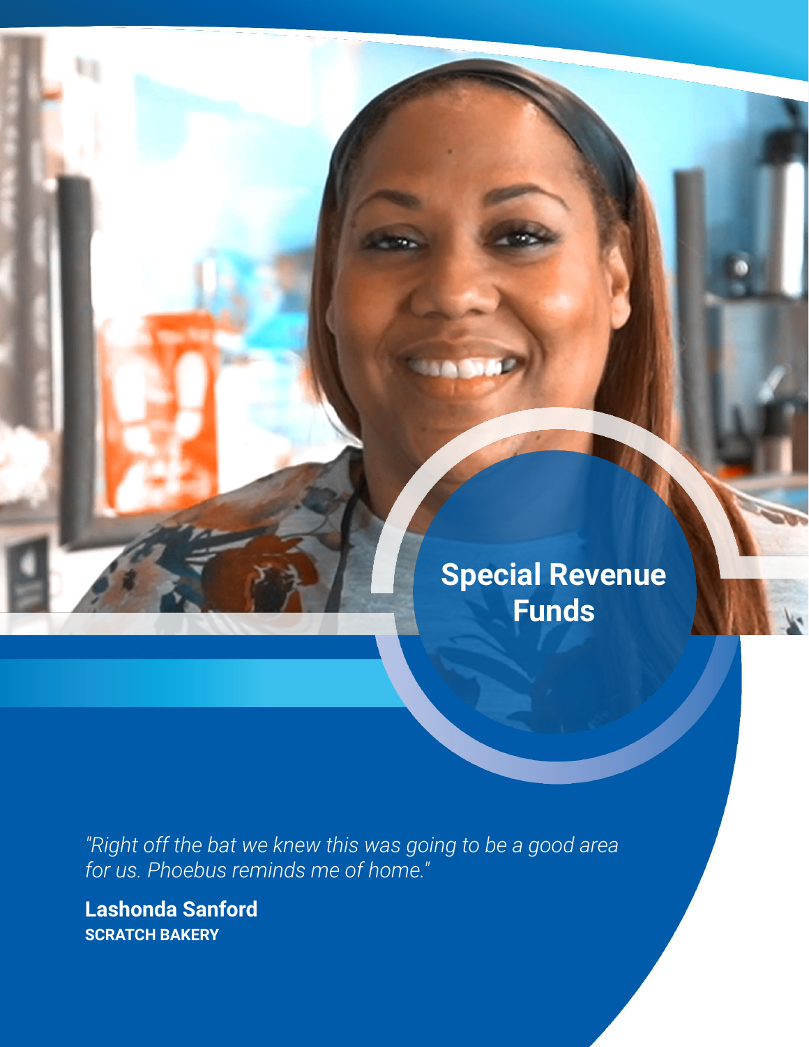# Special Revenue Funds

*"Right off the bat we knew this was going to be a good area for us. Phoebus reminds me of home."*

**Lashonda Sanford**
**SCRATCH BAKERY**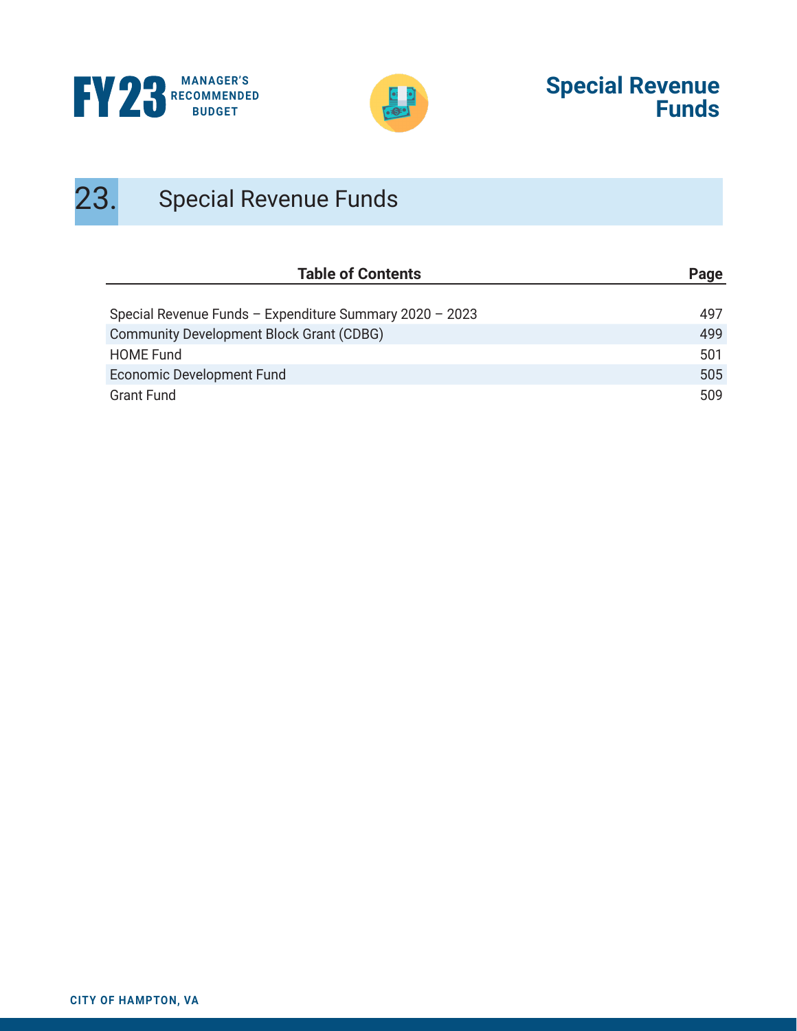# 23. Special Revenue Funds

| Table of Contents | Page |
|---|---|
| Special Revenue Funds – Expenditure Summary 2020 – 2023 | 497 |
| Community Development Block Grant (CDBG) | 499 |
| HOME Fund | 501 |
| Economic Development Fund | 505 |
| Grant Fund | 509 |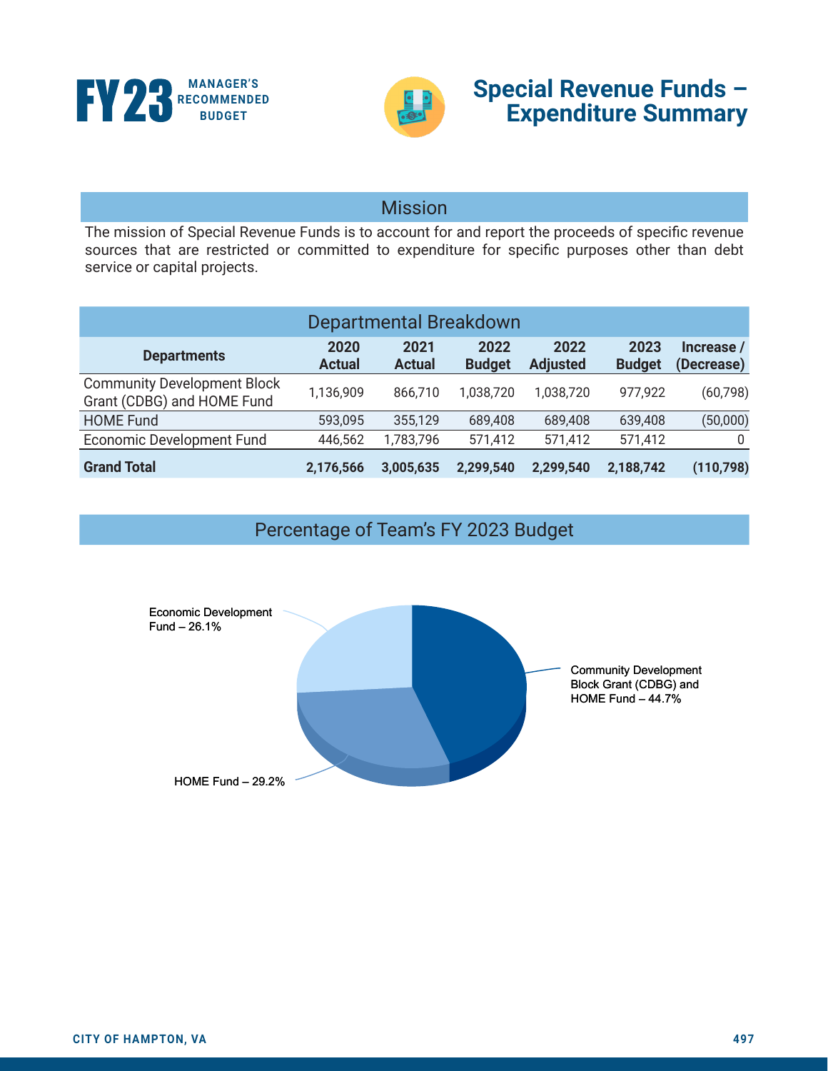# Special Revenue Funds – Expenditure Summary

## Mission

The mission of Special Revenue Funds is to account for and report the proceeds of specific revenue sources that are restricted or committed to expenditure for specific purposes other than debt service or capital projects.

## Departmental Breakdown

| Departments | 2020 Actual | 2021 Actual | 2022 Budget | 2022 Adjusted | 2023 Budget | Increase / (Decrease) |
|---|---|---|---|---|---|---|
| Community Development Block Grant (CDBG) and HOME Fund | 1,136,909 | 866,710 | 1,038,720 | 1,038,720 | 977,922 | (60,798) |
| HOME Fund | 593,095 | 355,129 | 689,408 | 689,408 | 639,408 | (50,000) |
| Economic Development Fund | 446,562 | 1,783,796 | 571,412 | 571,412 | 571,412 | 0 |
| **Grand Total** | **2,176,566** | **3,005,635** | **2,299,540** | **2,299,540** | **2,188,742** | **(110,798)** |

## Percentage of Team's FY 2023 Budget

Economic Development Fund – 26.1%

Community Development Block Grant (CDBG) and HOME Fund – 44.7%

HOME Fund – 29.2%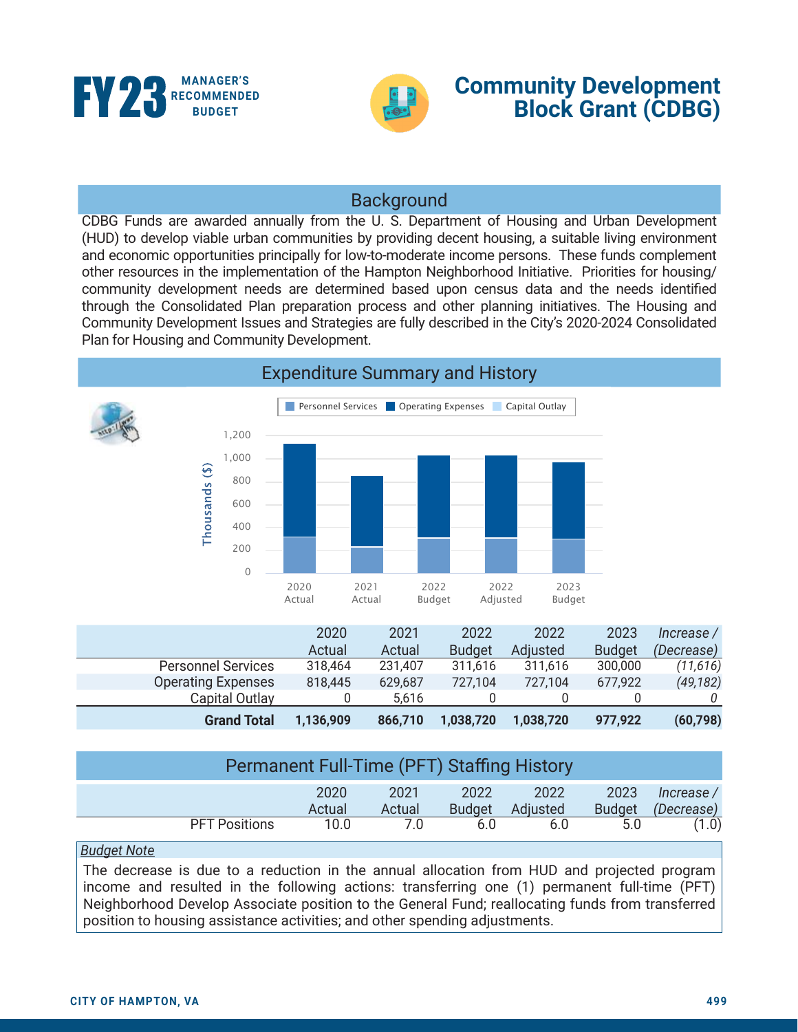FY23 MANAGER'S RECOMMENDED BUDGET

# Community Development Block Grant (CDBG)

## Background

CDBG Funds are awarded annually from the U. S. Department of Housing and Urban Development (HUD) to develop viable urban communities by providing decent housing, a suitable living environment and economic opportunities principally for low-to-moderate income persons. These funds complement other resources in the implementation of the Hampton Neighborhood Initiative. Priorities for housing/ community development needs are determined based upon census data and the needs identified through the Consolidated Plan preparation process and other planning initiatives. The Housing and Community Development Issues and Strategies are fully described in the City's 2020-2024 Consolidated Plan for Housing and Community Development.

## Expenditure Summary and History

|  | 2020 Actual | 2021 Actual | 2022 Budget | 2022 Adjusted | 2023 Budget | *Increase / (Decrease)* |
|---|---|---|---|---|---|---|
| Personnel Services | 318,464 | 231,407 | 311,616 | 311,616 | 300,000 | *(11,616)* |
| Operating Expenses | 818,445 | 629,687 | 727,104 | 727,104 | 677,922 | *(49,182)* |
| Capital Outlay | 0 | 5,616 | 0 | 0 | 0 | *0* |
| **Grand Total** | **1,136,909** | **866,710** | **1,038,720** | **1,038,720** | **977,922** | **(60,798)** |

## Permanent Full-Time (PFT) Staffing History

|  | 2020 Actual | 2021 Actual | 2022 Budget | 2022 Adjusted | 2023 Budget | *Increase / (Decrease)* |
|---|---|---|---|---|---|---|
| PFT Positions | 10.0 | 7.0 | 6.0 | 6.0 | 5.0 | (1.0) |

*Budget Note*

The decrease is due to a reduction in the annual allocation from HUD and projected program income and resulted in the following actions: transferring one (1) permanent full-time (PFT) Neighborhood Develop Associate position to the General Fund; reallocating funds from transferred position to housing assistance activities; and other spending adjustments.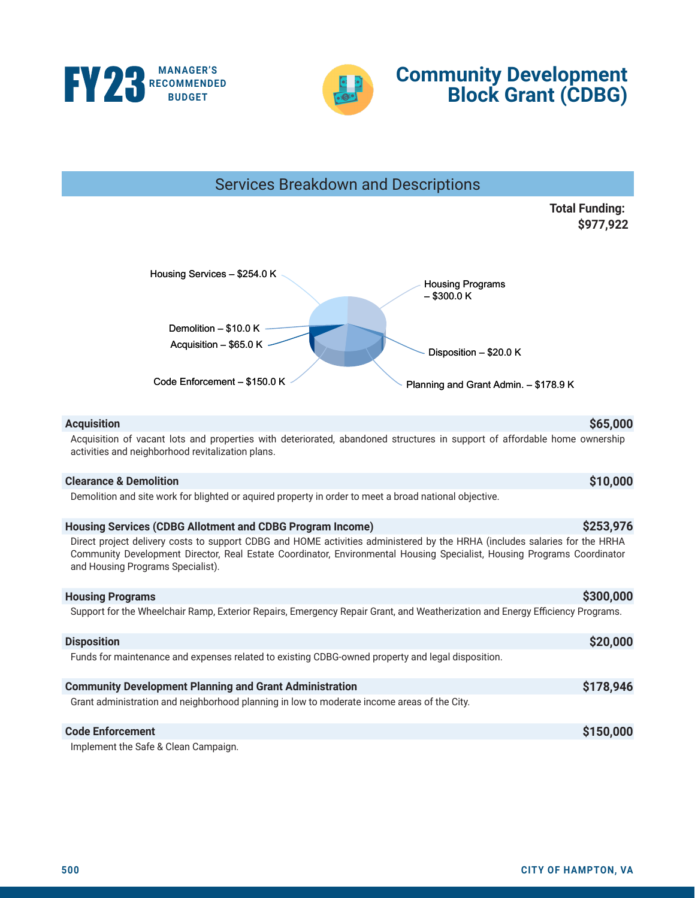# Community Development Block Grant (CDBG)

## Services Breakdown and Descriptions

**Total Funding: $977,922**

Housing Services – $254.0 K
Housing Programs – $300.0 K
Demolition – $10.0 K
Acquisition – $65.0 K
Disposition – $20.0 K
Code Enforcement – $150.0 K
Planning and Grant Admin. – $178.9 K

**Acquisition** **$65,000**

Acquisition of vacant lots and properties with deteriorated, abandoned structures in support of affordable home ownership activities and neighborhood revitalization plans.

**Clearance & Demolition** **$10,000**

Demolition and site work for blighted or aquired property in order to meet a broad national objective.

**Housing Services (CDBG Allotment and CDBG Program Income)** **$253,976**

Direct project delivery costs to support CDBG and HOME activities administered by the HRHA (includes salaries for the HRHA Community Development Director, Real Estate Coordinator, Environmental Housing Specialist, Housing Programs Coordinator and Housing Programs Specialist).

**Housing Programs** **$300,000**

Support for the Wheelchair Ramp, Exterior Repairs, Emergency Repair Grant, and Weatherization and Energy Efficiency Programs.

**Disposition** **$20,000**

Funds for maintenance and expenses related to existing CDBG-owned property and legal disposition.

**Community Development Planning and Grant Administration** **$178,946**

Grant administration and neighborhood planning in low to moderate income areas of the City.

**Code Enforcement** **$150,000**

Implement the Safe & Clean Campaign.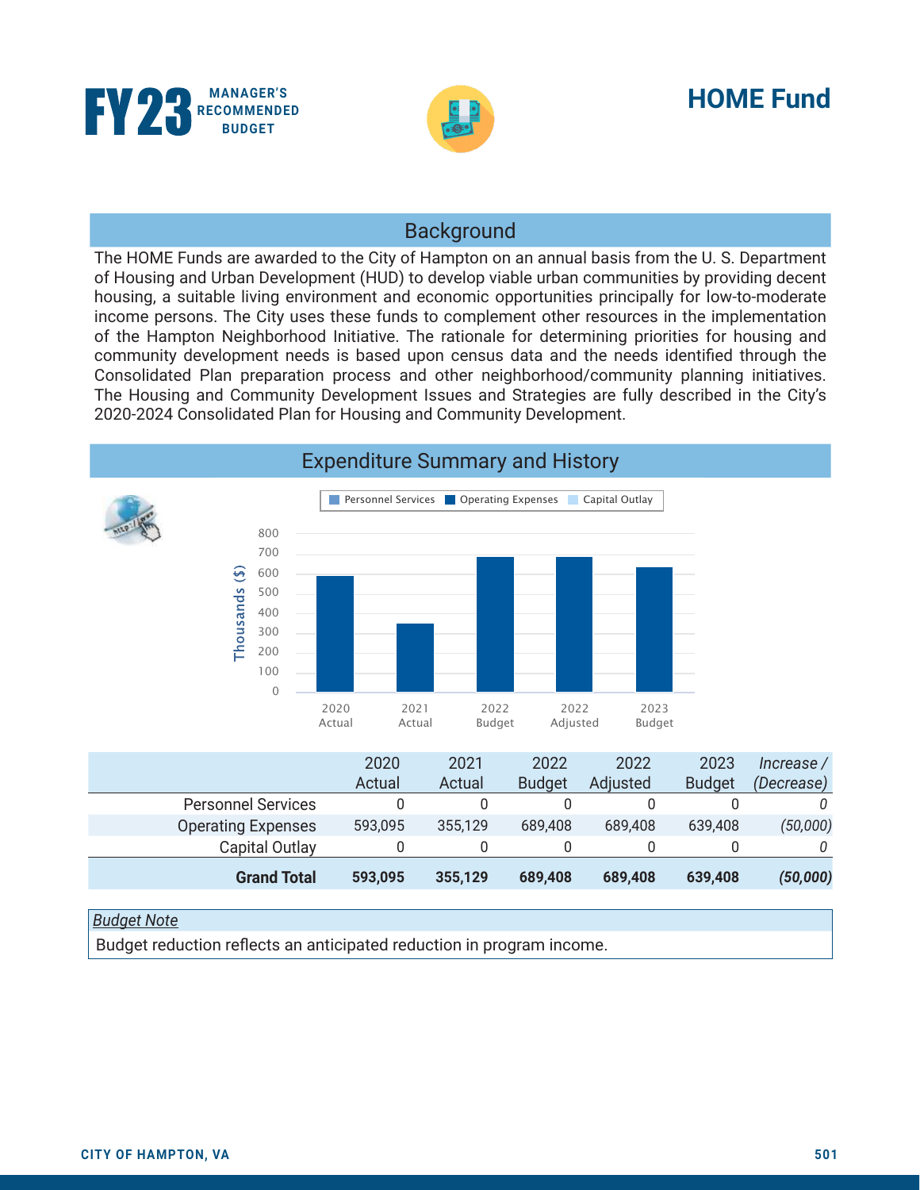# HOME Fund

## Background

The HOME Funds are awarded to the City of Hampton on an annual basis from the U. S. Department of Housing and Urban Development (HUD) to develop viable urban communities by providing decent housing, a suitable living environment and economic opportunities principally for low-to-moderate income persons. The City uses these funds to complement other resources in the implementation of the Hampton Neighborhood Initiative. The rationale for determining priorities for housing and community development needs is based upon census data and the needs identified through the Consolidated Plan preparation process and other neighborhood/community planning initiatives. The Housing and Community Development Issues and Strategies are fully described in the City's 2020-2024 Consolidated Plan for Housing and Community Development.

## Expenditure Summary and History

| | 2020 Actual | 2021 Actual | 2022 Budget | 2022 Adjusted | 2023 Budget | *Increase / (Decrease)* |
|---|---|---|---|---|---|---|
| Personnel Services | 0 | 0 | 0 | 0 | 0 | *0* |
| Operating Expenses | 593,095 | 355,129 | 689,408 | 689,408 | 639,408 | *(50,000)* |
| Capital Outlay | 0 | 0 | 0 | 0 | 0 | *0* |
| **Grand Total** | **593,095** | **355,129** | **689,408** | **689,408** | **639,408** | ***(50,000)*** |

*Budget Note*

Budget reduction reflects an anticipated reduction in program income.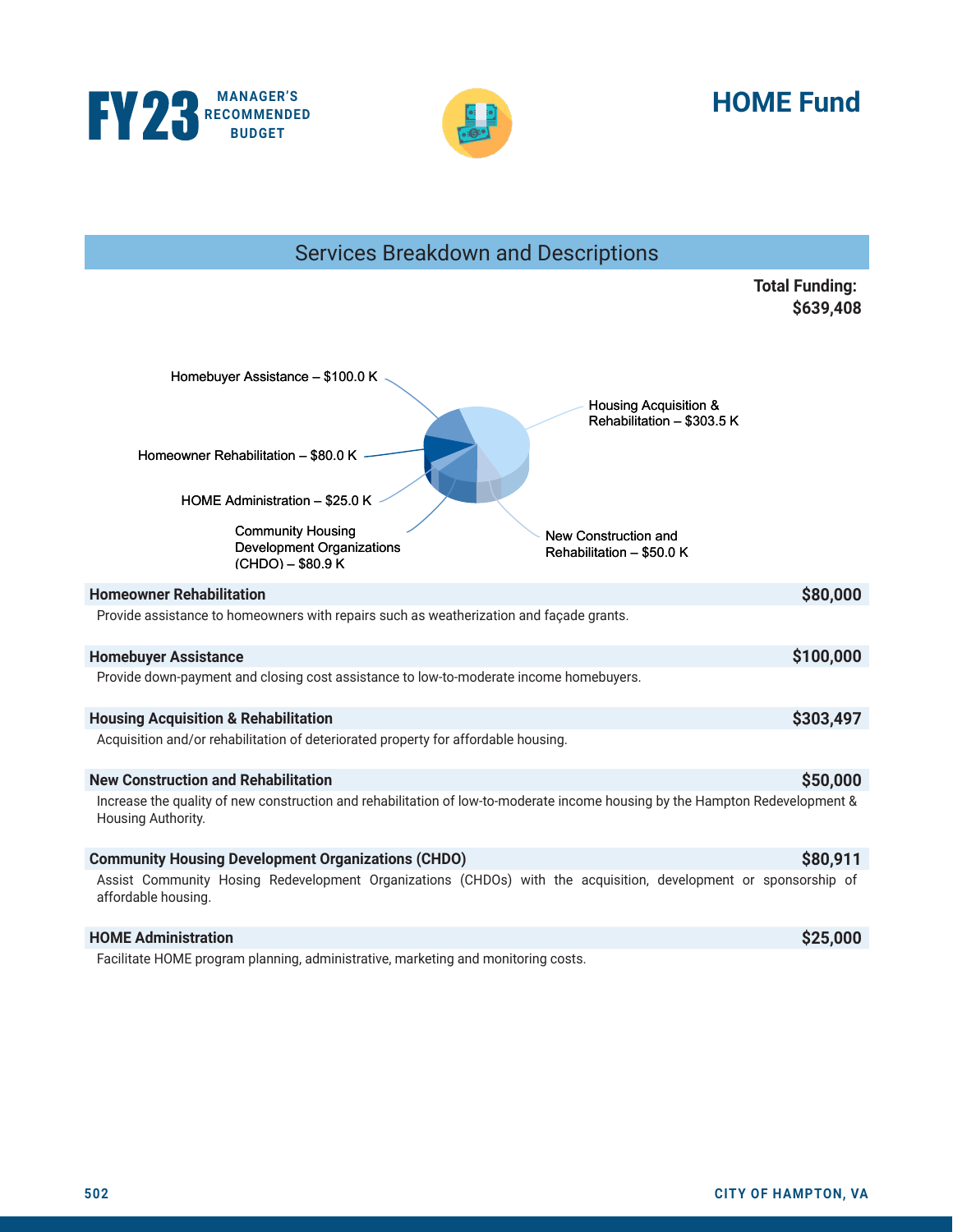# HOME Fund

FY23 MANAGER'S RECOMMENDED BUDGET

## Services Breakdown and Descriptions

**Total Funding: $639,408**

Homebuyer Assistance – $100.0 K
Homeowner Rehabilitation – $80.0 K
HOME Administration – $25.0 K
Community Housing Development Organizations (CHDO) – $80.9 K
Housing Acquisition & Rehabilitation – $303.5 K
New Construction and Rehabilitation – $50.0 K

### Homeowner Rehabilitation — $80,000

Provide assistance to homeowners with repairs such as weatherization and façade grants.

### Homebuyer Assistance — $100,000

Provide down-payment and closing cost assistance to low-to-moderate income homebuyers.

### Housing Acquisition & Rehabilitation — $303,497

Acquisition and/or rehabilitation of deteriorated property for affordable housing.

### New Construction and Rehabilitation — $50,000

Increase the quality of new construction and rehabilitation of low-to-moderate income housing by the Hampton Redevelopment & Housing Authority.

### Community Housing Development Organizations (CHDO) — $80,911

Assist Community Hosing Redevelopment Organizations (CHDOs) with the acquisition, development or sponsorship of affordable housing.

### HOME Administration — $25,000

Facilitate HOME program planning, administrative, marketing and monitoring costs.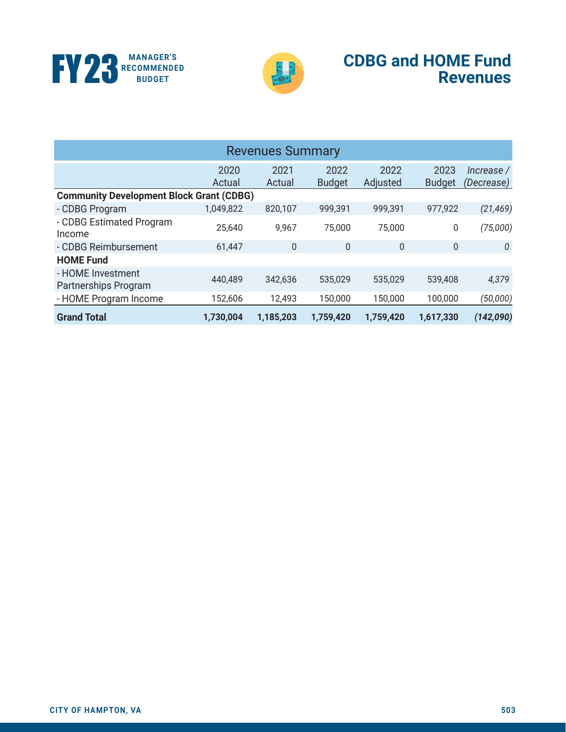# CDBG and HOME Fund Revenues

| Revenues Summary | | | | | | |
|---|---|---|---|---|---|---|
| | 2020 Actual | 2021 Actual | 2022 Budget | 2022 Adjusted | 2023 Budget | *Increase / (Decrease)* |
| **Community Development Block Grant (CDBG)** | | | | | | |
| - CDBG Program | 1,049,822 | 820,107 | 999,391 | 999,391 | 977,922 | *(21,469)* |
| - CDBG Estimated Program Income | 25,640 | 9,967 | 75,000 | 75,000 | 0 | *(75,000)* |
| - CDBG Reimbursement | 61,447 | 0 | 0 | 0 | 0 | *0* |
| **HOME Fund** | | | | | | |
| - HOME Investment Partnerships Program | 440,489 | 342,636 | 535,029 | 535,029 | 539,408 | *4,379* |
| - HOME Program Income | 152,606 | 12,493 | 150,000 | 150,000 | 100,000 | *(50,000)* |
| **Grand Total** | **1,730,004** | **1,185,203** | **1,759,420** | **1,759,420** | **1,617,330** | ***(142,090)*** |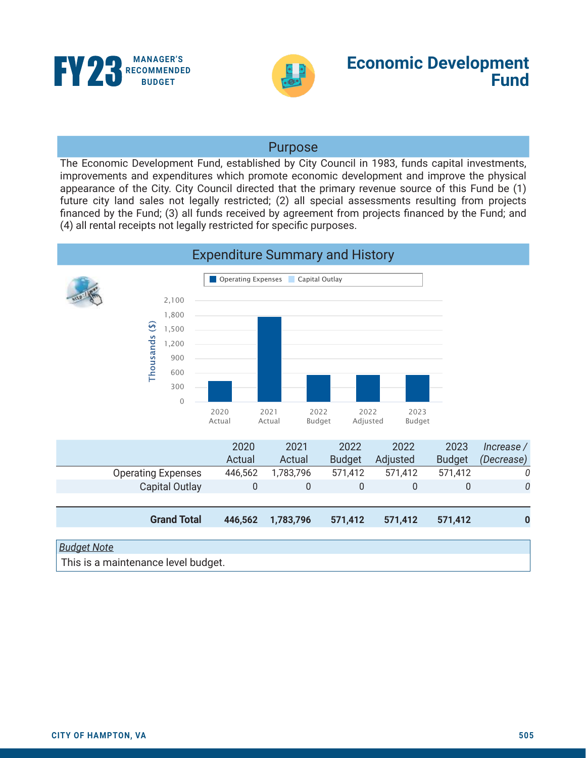FY23 MANAGER'S RECOMMENDED BUDGET

# Economic Development Fund

## Purpose

The Economic Development Fund, established by City Council in 1983, funds capital investments, improvements and expenditures which promote economic development and improve the physical appearance of the City. City Council directed that the primary revenue source of this Fund be (1) future city land sales not legally restricted; (2) all special assessments resulting from projects financed by the Fund; (3) all funds received by agreement from projects financed by the Fund; and (4) all rental receipts not legally restricted for specific purposes.

## Expenditure Summary and History

| | 2020 Actual | 2021 Actual | 2022 Budget | 2022 Adjusted | 2023 Budget | *Increase / (Decrease)* |
|---|---|---|---|---|---|---|
| Operating Expenses | 446,562 | 1,783,796 | 571,412 | 571,412 | 571,412 | *0* |
| Capital Outlay | 0 | 0 | 0 | 0 | 0 | *0* |
| **Grand Total** | **446,562** | **1,783,796** | **571,412** | **571,412** | **571,412** | **0** |

*Budget Note*

This is a maintenance level budget.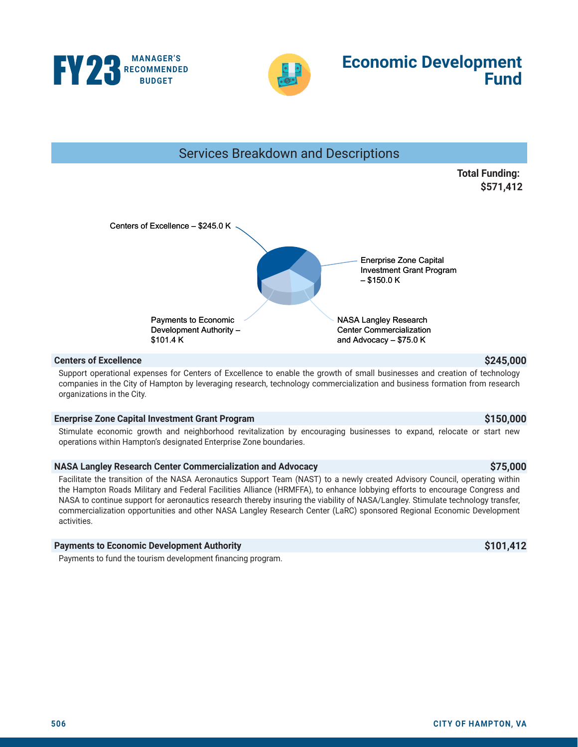# FY23 MANAGER'S RECOMMENDED BUDGET

# Economic Development Fund

## Services Breakdown and Descriptions

**Total Funding: $571,412**

Centers of Excellence – $245.0 K

Enerprise Zone Capital Investment Grant Program – $150.0 K

NASA Langley Research Center Commercialization and Advocacy – $75.0 K

Payments to Economic Development Authority – $101.4 K

### Centers of Excellence — $245,000

Support operational expenses for Centers of Excellence to enable the growth of small businesses and creation of technology companies in the City of Hampton by leveraging research, technology commercialization and business formation from research organizations in the City.

### Enerprise Zone Capital Investment Grant Program — $150,000

Stimulate economic growth and neighborhood revitalization by encouraging businesses to expand, relocate or start new operations within Hampton's designated Enterprise Zone boundaries.

### NASA Langley Research Center Commercialization and Advocacy — $75,000

Facilitate the transition of the NASA Aeronautics Support Team (NAST) to a newly created Advisory Council, operating within the Hampton Roads Military and Federal Facilities Alliance (HRMFFA), to enhance lobbying efforts to encourage Congress and NASA to continue support for aeronautics research thereby insuring the viability of NASA/Langley. Stimulate technology transfer, commercialization opportunities and other NASA Langley Research Center (LaRC) sponsored Regional Economic Development activities.

### Payments to Economic Development Authority — $101,412

Payments to fund the tourism development financing program.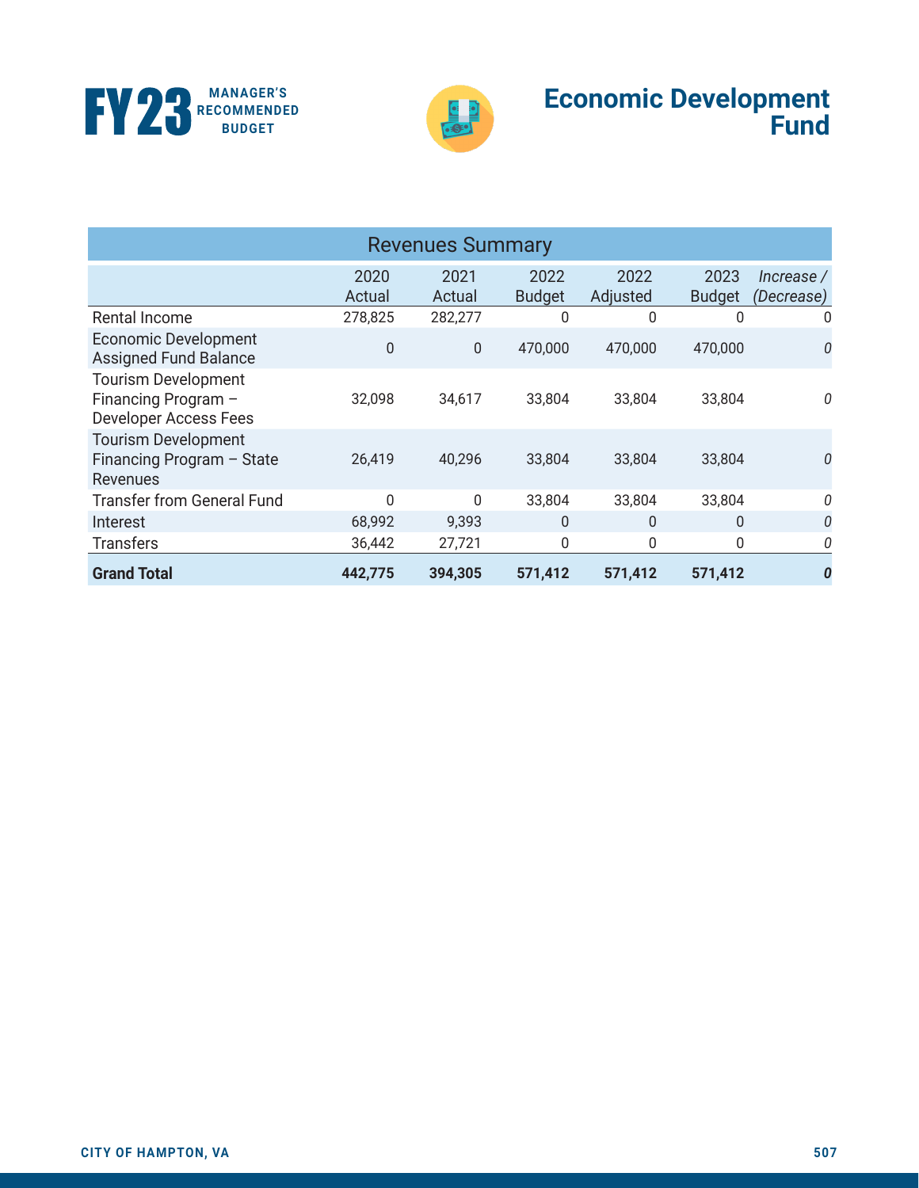# Economic Development Fund

| Revenues Summary | | | | | | |
|---|---|---|---|---|---|---|
| | 2020 Actual | 2021 Actual | 2022 Budget | 2022 Adjusted | 2023 Budget | *Increase / (Decrease)* |
| Rental Income | 278,825 | 282,277 | 0 | 0 | 0 | 0 |
| Economic Development Assigned Fund Balance | 0 | 0 | 470,000 | 470,000 | 470,000 | *0* |
| Tourism Development Financing Program – Developer Access Fees | 32,098 | 34,617 | 33,804 | 33,804 | 33,804 | *0* |
| Tourism Development Financing Program – State Revenues | 26,419 | 40,296 | 33,804 | 33,804 | 33,804 | *0* |
| Transfer from General Fund | 0 | 0 | 33,804 | 33,804 | 33,804 | *0* |
| Interest | 68,992 | 9,393 | 0 | 0 | 0 | *0* |
| Transfers | 36,442 | 27,721 | 0 | 0 | 0 | *0* |
| **Grand Total** | **442,775** | **394,305** | **571,412** | **571,412** | **571,412** | ***0*** |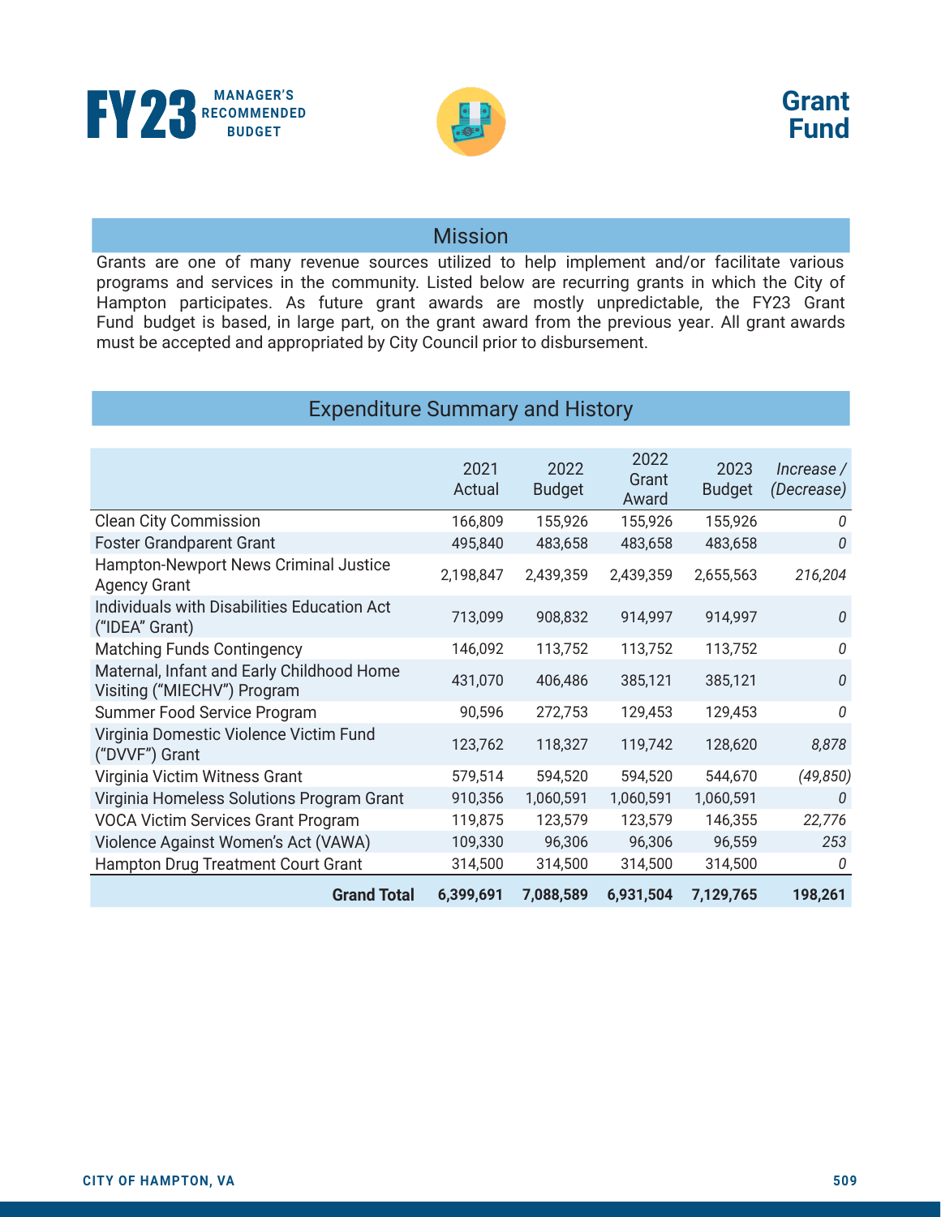# FY23 MANAGER'S RECOMMENDED BUDGET

# Grant Fund

## Mission

Grants are one of many revenue sources utilized to help implement and/or facilitate various programs and services in the community. Listed below are recurring grants in which the City of Hampton participates. As future grant awards are mostly unpredictable, the FY23 Grant Fund budget is based, in large part, on the grant award from the previous year. All grant awards must be accepted and appropriated by City Council prior to disbursement.

## Expenditure Summary and History

| | 2021 Actual | 2022 Budget | 2022 Grant Award | 2023 Budget | *Increase / (Decrease)* |
|---|---|---|---|---|---|
| Clean City Commission | 166,809 | 155,926 | 155,926 | 155,926 | *0* |
| Foster Grandparent Grant | 495,840 | 483,658 | 483,658 | 483,658 | *0* |
| Hampton-Newport News Criminal Justice Agency Grant | 2,198,847 | 2,439,359 | 2,439,359 | 2,655,563 | *216,204* |
| Individuals with Disabilities Education Act ("IDEA" Grant) | 713,099 | 908,832 | 914,997 | 914,997 | *0* |
| Matching Funds Contingency | 146,092 | 113,752 | 113,752 | 113,752 | *0* |
| Maternal, Infant and Early Childhood Home Visiting ("MIECHV") Program | 431,070 | 406,486 | 385,121 | 385,121 | *0* |
| Summer Food Service Program | 90,596 | 272,753 | 129,453 | 129,453 | *0* |
| Virginia Domestic Violence Victim Fund ("DVVF") Grant | 123,762 | 118,327 | 119,742 | 128,620 | *8,878* |
| Virginia Victim Witness Grant | 579,514 | 594,520 | 594,520 | 544,670 | *(49,850)* |
| Virginia Homeless Solutions Program Grant | 910,356 | 1,060,591 | 1,060,591 | 1,060,591 | *0* |
| VOCA Victim Services Grant Program | 119,875 | 123,579 | 123,579 | 146,355 | *22,776* |
| Violence Against Women's Act (VAWA) | 109,330 | 96,306 | 96,306 | 96,559 | *253* |
| Hampton Drug Treatment Court Grant | 314,500 | 314,500 | 314,500 | 314,500 | *0* |
| **Grand Total** | **6,399,691** | **7,088,589** | **6,931,504** | **7,129,765** | **198,261** |

CITY OF HAMPTON, VA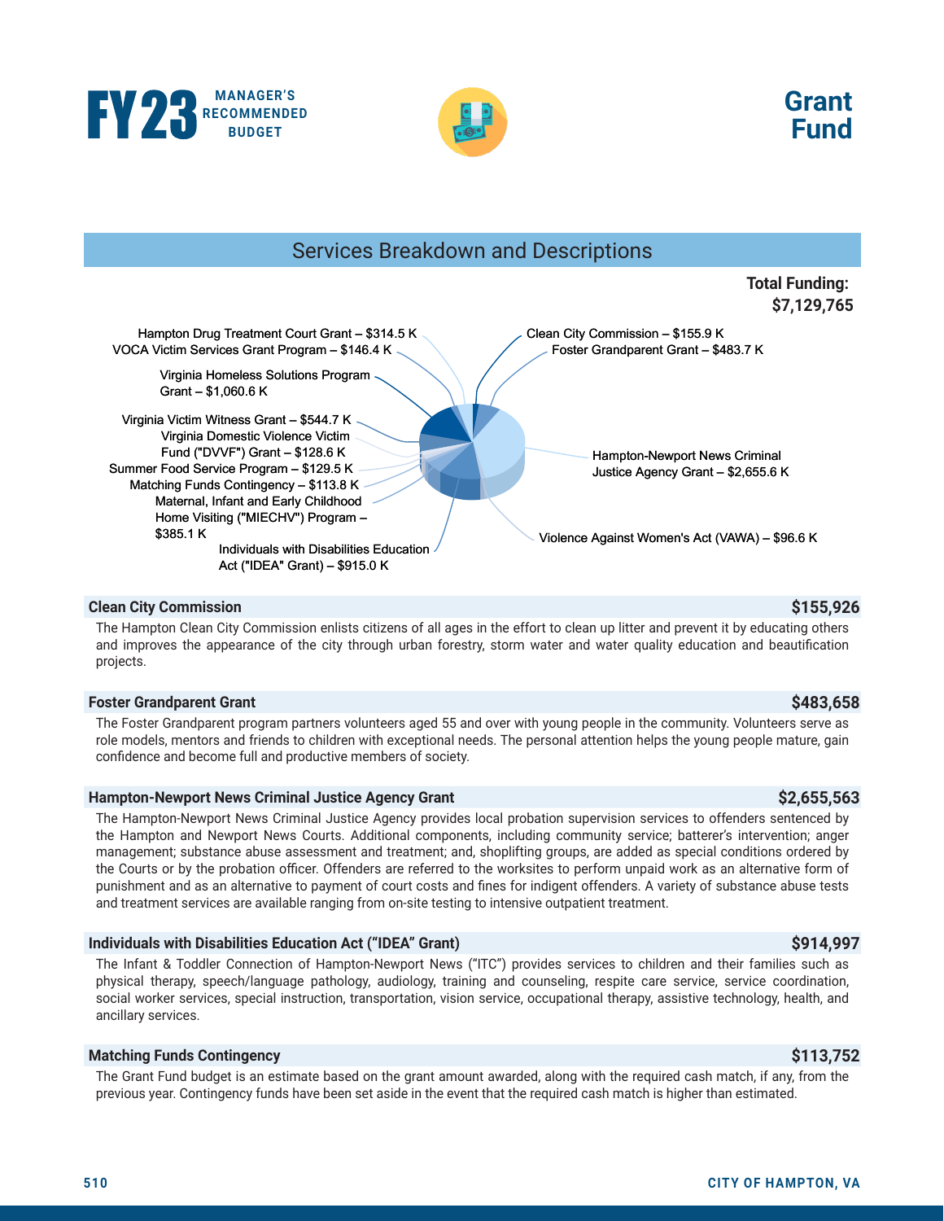# FY23 MANAGER'S RECOMMENDED BUDGET

# Grant Fund

## Services Breakdown and Descriptions

**Total Funding: $7,129,765**

- Hampton Drug Treatment Court Grant – $314.5 K
- VOCA Victim Services Grant Program – $146.4 K
- Virginia Homeless Solutions Program Grant – $1,060.6 K
- Virginia Victim Witness Grant – $544.7 K
- Virginia Domestic Violence Victim Fund ("DVVF") Grant – $128.6 K
- Summer Food Service Program – $129.5 K
- Matching Funds Contingency – $113.8 K
- Maternal, Infant and Early Childhood Home Visiting ("MIECHV") Program – $385.1 K
- Individuals with Disabilities Education Act ("IDEA" Grant) – $915.0 K
- Clean City Commission – $155.9 K
- Foster Grandparent Grant – $483.7 K
- Hampton-Newport News Criminal Justice Agency Grant – $2,655.6 K
- Violence Against Women's Act (VAWA) – $96.6 K

### Clean City Commission — $155,926

The Hampton Clean City Commission enlists citizens of all ages in the effort to clean up litter and prevent it by educating others and improves the appearance of the city through urban forestry, storm water and water quality education and beautification projects.

### Foster Grandparent Grant — $483,658

The Foster Grandparent program partners volunteers aged 55 and over with young people in the community. Volunteers serve as role models, mentors and friends to children with exceptional needs. The personal attention helps the young people mature, gain confidence and become full and productive members of society.

### Hampton-Newport News Criminal Justice Agency Grant — $2,655,563

The Hampton-Newport News Criminal Justice Agency provides local probation supervision services to offenders sentenced by the Hampton and Newport News Courts. Additional components, including community service; batterer's intervention; anger management; substance abuse assessment and treatment; and, shoplifting groups, are added as special conditions ordered by the Courts or by the probation officer. Offenders are referred to the worksites to perform unpaid work as an alternative form of punishment and as an alternative to payment of court costs and fines for indigent offenders. A variety of substance abuse tests and treatment services are available ranging from on-site testing to intensive outpatient treatment.

### Individuals with Disabilities Education Act ("IDEA" Grant) — $914,997

The Infant & Toddler Connection of Hampton-Newport News ("ITC") provides services to children and their families such as physical therapy, speech/language pathology, audiology, training and counseling, respite care service, service coordination, social worker services, special instruction, transportation, vision service, occupational therapy, assistive technology, health, and ancillary services.

### Matching Funds Contingency — $113,752

The Grant Fund budget is an estimate based on the grant amount awarded, along with the required cash match, if any, from the previous year. Contingency funds have been set aside in the event that the required cash match is higher than estimated.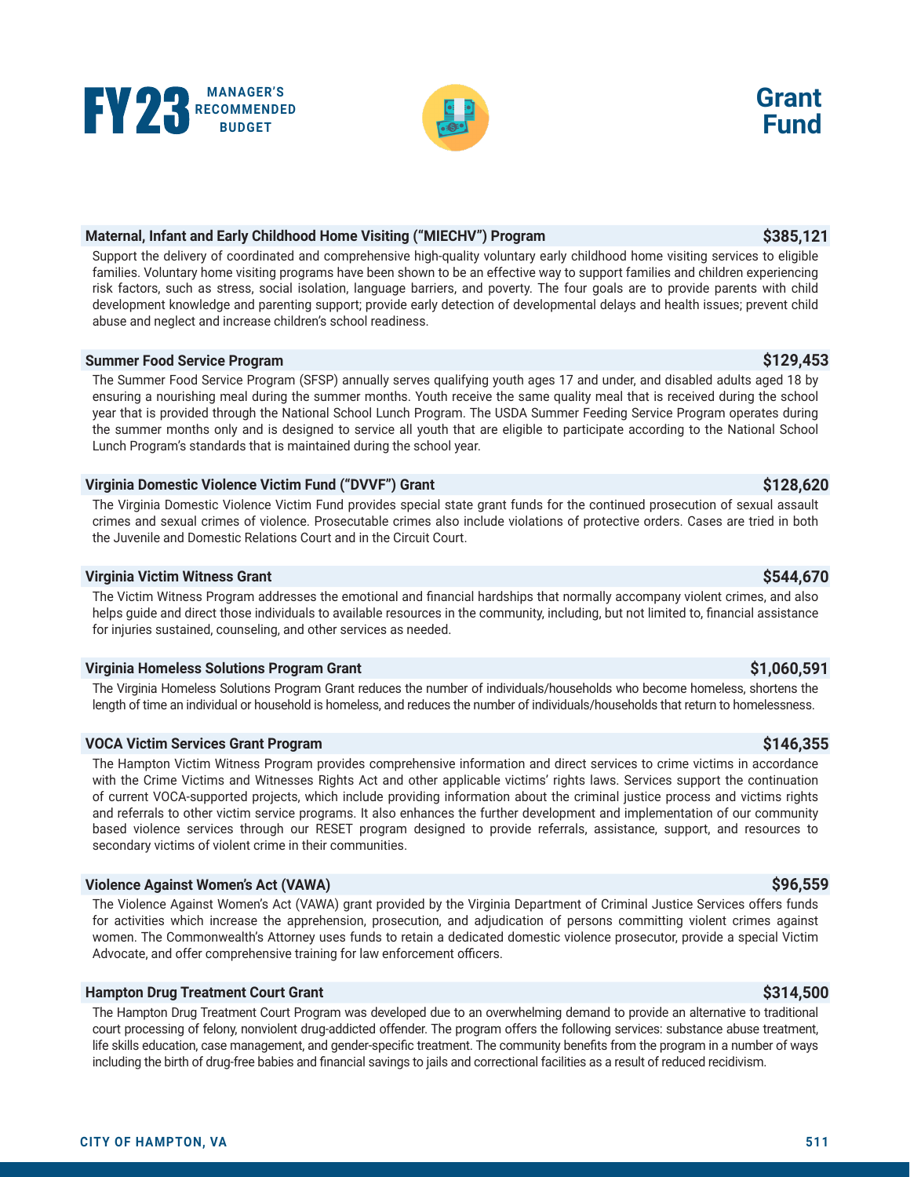### Maternal, Infant and Early Childhood Home Visiting ("MIECHV") Program — $385,121

Support the delivery of coordinated and comprehensive high-quality voluntary early childhood home visiting services to eligible families. Voluntary home visiting programs have been shown to be an effective way to support families and children experiencing risk factors, such as stress, social isolation, language barriers, and poverty. The four goals are to provide parents with child development knowledge and parenting support; provide early detection of developmental delays and health issues; prevent child abuse and neglect and increase children's school readiness.

### Summer Food Service Program — $129,453

The Summer Food Service Program (SFSP) annually serves qualifying youth ages 17 and under, and disabled adults aged 18 by ensuring a nourishing meal during the summer months. Youth receive the same quality meal that is received during the school year that is provided through the National School Lunch Program. The USDA Summer Feeding Service Program operates during the summer months only and is designed to service all youth that are eligible to participate according to the National School Lunch Program's standards that is maintained during the school year.

### Virginia Domestic Violence Victim Fund ("DVVF") Grant — $128,620

The Virginia Domestic Violence Victim Fund provides special state grant funds for the continued prosecution of sexual assault crimes and sexual crimes of violence. Prosecutable crimes also include violations of protective orders. Cases are tried in both the Juvenile and Domestic Relations Court and in the Circuit Court.

### Virginia Victim Witness Grant — $544,670

The Victim Witness Program addresses the emotional and financial hardships that normally accompany violent crimes, and also helps guide and direct those individuals to available resources in the community, including, but not limited to, financial assistance for injuries sustained, counseling, and other services as needed.

### Virginia Homeless Solutions Program Grant — $1,060,591

The Virginia Homeless Solutions Program Grant reduces the number of individuals/households who become homeless, shortens the length of time an individual or household is homeless, and reduces the number of individuals/households that return to homelessness.

### VOCA Victim Services Grant Program — $146,355

The Hampton Victim Witness Program provides comprehensive information and direct services to crime victims in accordance with the Crime Victims and Witnesses Rights Act and other applicable victims' rights laws. Services support the continuation of current VOCA-supported projects, which include providing information about the criminal justice process and victims rights and referrals to other victim service programs. It also enhances the further development and implementation of our community based violence services through our RESET program designed to provide referrals, assistance, support, and resources to secondary victims of violent crime in their communities.

### Violence Against Women's Act (VAWA) — $96,559

The Violence Against Women's Act (VAWA) grant provided by the Virginia Department of Criminal Justice Services offers funds for activities which increase the apprehension, prosecution, and adjudication of persons committing violent crimes against women. The Commonwealth's Attorney uses funds to retain a dedicated domestic violence prosecutor, provide a special Victim Advocate, and offer comprehensive training for law enforcement officers.

### Hampton Drug Treatment Court Grant — $314,500

The Hampton Drug Treatment Court Program was developed due to an overwhelming demand to provide an alternative to traditional court processing of felony, nonviolent drug-addicted offender. The program offers the following services: substance abuse treatment, life skills education, case management, and gender-specific treatment. The community benefits from the program in a number of ways including the birth of drug-free babies and financial savings to jails and correctional facilities as a result of reduced recidivism.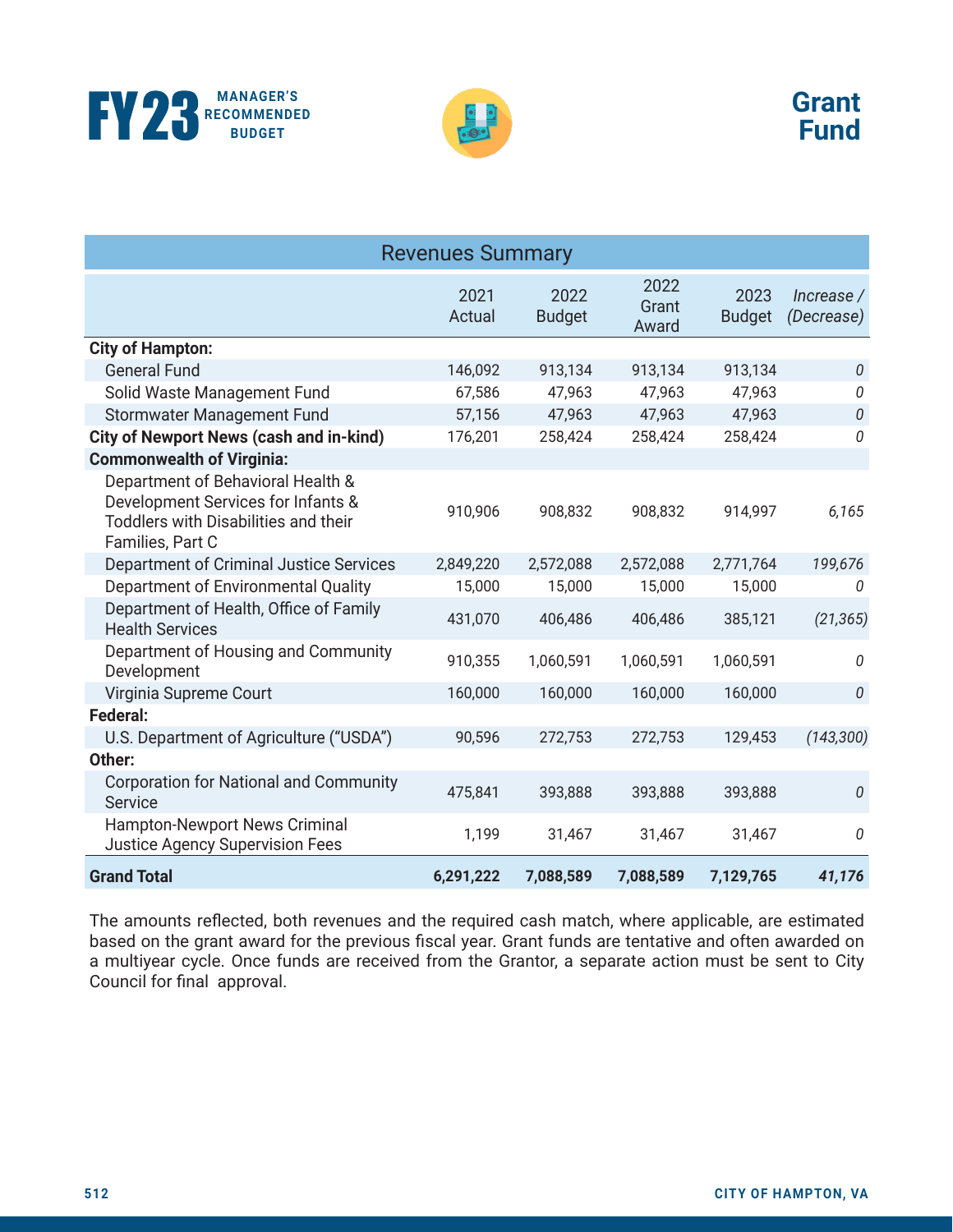# Grant Fund

| Revenues Summary | 2021 Actual | 2022 Budget | 2022 Grant Award | 2023 Budget | *Increase / (Decrease)* |
|---|---|---|---|---|---|
| **City of Hampton:** | | | | | |
| General Fund | 146,092 | 913,134 | 913,134 | 913,134 | *0* |
| Solid Waste Management Fund | 67,586 | 47,963 | 47,963 | 47,963 | *0* |
| Stormwater Management Fund | 57,156 | 47,963 | 47,963 | 47,963 | *0* |
| **City of Newport News (cash and in-kind)** | 176,201 | 258,424 | 258,424 | 258,424 | *0* |
| **Commonwealth of Virginia:** | | | | | |
| Department of Behavioral Health & Development Services for Infants & Toddlers with Disabilities and their Families, Part C | 910,906 | 908,832 | 908,832 | 914,997 | *6,165* |
| Department of Criminal Justice Services | 2,849,220 | 2,572,088 | 2,572,088 | 2,771,764 | *199,676* |
| Department of Environmental Quality | 15,000 | 15,000 | 15,000 | 15,000 | *0* |
| Department of Health, Office of Family Health Services | 431,070 | 406,486 | 406,486 | 385,121 | *(21,365)* |
| Department of Housing and Community Development | 910,355 | 1,060,591 | 1,060,591 | 1,060,591 | *0* |
| Virginia Supreme Court | 160,000 | 160,000 | 160,000 | 160,000 | *0* |
| **Federal:** | | | | | |
| U.S. Department of Agriculture ("USDA") | 90,596 | 272,753 | 272,753 | 129,453 | *(143,300)* |
| **Other:** | | | | | |
| Corporation for National and Community Service | 475,841 | 393,888 | 393,888 | 393,888 | *0* |
| Hampton-Newport News Criminal Justice Agency Supervision Fees | 1,199 | 31,467 | 31,467 | 31,467 | *0* |
| **Grand Total** | **6,291,222** | **7,088,589** | **7,088,589** | **7,129,765** | ***41,176*** |

The amounts reflected, both revenues and the required cash match, where applicable, are estimated based on the grant award for the previous fiscal year. Grant funds are tentative and often awarded on a multiyear cycle. Once funds are received from the Grantor, a separate action must be sent to City Council for final approval.